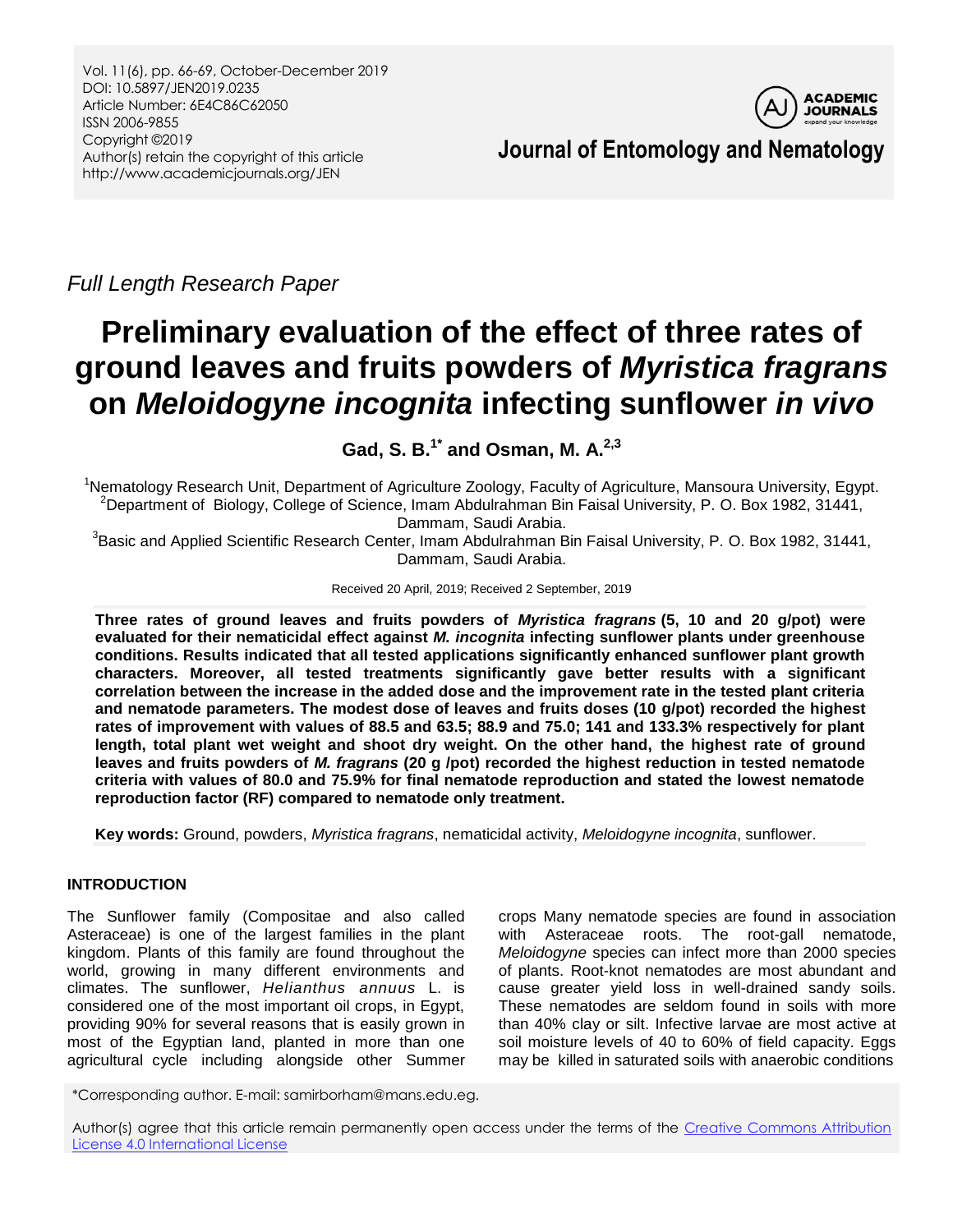Full Length Research Paper

# Preliminary evaluation of the effect of three rates of ground leaves and fruits powders of *Myristica fragrans* on *Meloidogyne incognita* infecting sunflower *in vivo*

**Gad, S. B.[1*] and Osman, M. A.[2,3]**

[1]Nematology Research Unit, Department of Agriculture Zoology, Faculty of Agriculture, Mansoura University, Egypt.
[2]Department of Biology, College of Science, Imam Abdulrahman Bin Faisal University, P. O. Box 1982, 31441, Dammam, Saudi Arabia.
[3]Basic and Applied Scientific Research Center, Imam Abdulrahman Bin Faisal University, P. O. Box 1982, 31441, Dammam, Saudi Arabia.

Received 20 April, 2019; Received 2 September, 2019

**Three rates of ground leaves and fruits powders of *Myristica fragrans* (5, 10 and 20 g/pot) were evaluated for their nematicidal effect against *M. incognita* infecting sunflower plants under greenhouse conditions. Results indicated that all tested applications significantly enhanced sunflower plant growth characters. Moreover, all tested treatments significantly gave better results with a significant correlation between the increase in the added dose and the improvement rate in the tested plant criteria and nematode parameters. The modest dose of leaves and fruits doses (10 g/pot) recorded the highest rates of improvement with values of 88.5 and 63.5; 88.9 and 75.0; 141 and 133.3% respectively for plant length, total plant wet weight and shoot dry weight. On the other hand, the highest rate of ground leaves and fruits powders of *M. fragrans* (20 g /pot) recorded the highest reduction in tested nematode criteria with values of 80.0 and 75.9% for final nematode reproduction and stated the lowest nematode reproduction factor (RF) compared to nematode only treatment.**

**Key words:** Ground, powders, *Myristica fragrans*, nematicidal activity, *Meloidogyne incognita*, sunflower.

## INTRODUCTION

The Sunflower family (Compositae and also called Asteraceae) is one of the largest families in the plant kingdom. Plants of this family are found throughout the world, growing in many different environments and climates. The sunflower, *Helianthus annuus* L. is considered one of the most important oil crops, in Egypt, providing 90% for several reasons that is easily grown in most of the Egyptian land, planted in more than one agricultural cycle including alongside other Summer crops Many nematode species are found in association with Asteraceae roots. The root-gall nematode, *Meloidogyne* species can infect more than 2000 species of plants. Root-knot nematodes are most abundant and cause greater yield loss in well-drained sandy soils. These nematodes are seldom found in soils with more than 40% clay or silt. Infective larvae are most active at soil moisture levels of 40 to 60% of field capacity. Eggs may be killed in saturated soils with anaerobic conditions

*Corresponding author. E-mail: samirborham@mans.edu.eg.

Author(s) agree that this article remain permanently open access under the terms of the Creative Commons Attribution License 4.0 International License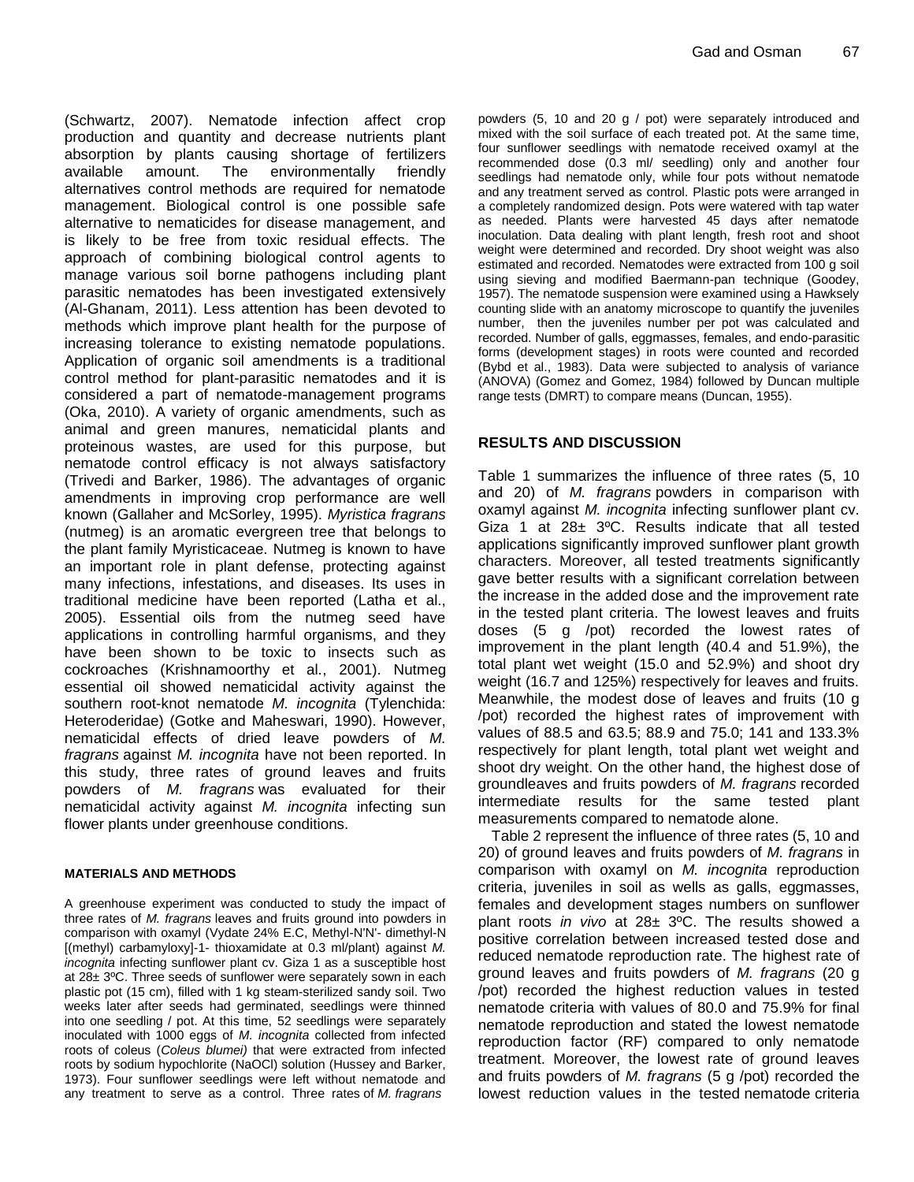(Schwartz, 2007). Nematode infection affect crop production and quantity and decrease nutrients plant absorption by plants causing shortage of fertilizers available amount. The environmentally friendly alternatives control methods are required for nematode management. Biological control is one possible safe alternative to nematicides for disease management, and is likely to be free from toxic residual effects. The approach of combining biological control agents to manage various soil borne pathogens including plant parasitic nematodes has been investigated extensively (Al-Ghanam, 2011). Less attention has been devoted to methods which improve plant health for the purpose of increasing tolerance to existing nematode populations. Application of organic soil amendments is a traditional control method for plant-parasitic nematodes and it is considered a part of nematode-management programs (Oka, 2010). A variety of organic amendments, such as animal and green manures, nematicidal plants and proteinous wastes, are used for this purpose, but nematode control efficacy is not always satisfactory (Trivedi and Barker, 1986). The advantages of organic amendments in improving crop performance are well known (Gallaher and McSorley, 1995). *Myristica fragrans* (nutmeg) is an aromatic evergreen tree that belongs to the plant family Myristicaceae. Nutmeg is known to have an important role in plant defense, protecting against many infections, infestations, and diseases. Its uses in traditional medicine have been reported (Latha et al., 2005). Essential oils from the nutmeg seed have applications in controlling harmful organisms, and they have been shown to be toxic to insects such as cockroaches (Krishnamoorthy et al., 2001). Nutmeg essential oil showed nematicidal activity against the southern root-knot nematode *M. incognita* (Tylenchida: Heteroderidae) (Gotke and Maheswari, 1990). However, nematicidal effects of dried leave powders of *M. fragrans* against *M. incognita* have not been reported. In this study, three rates of ground leaves and fruits powders of *M. fragrans* was evaluated for their nematicidal activity against *M. incognita* infecting sun flower plants under greenhouse conditions.

## MATERIALS AND METHODS

A greenhouse experiment was conducted to study the impact of three rates of *M. fragrans* leaves and fruits ground into powders in comparison with oxamyl (Vydate 24% E.C, Methyl-N'N'- dimethyl-N [(methyl) carbamyloxy]-1- thioxamidate at 0.3 ml/plant) against *M. incognita* infecting sunflower plant cv. Giza 1 as a susceptible host at 28± 3ºC. Three seeds of sunflower were separately sown in each plastic pot (15 cm), filled with 1 kg steam-sterilized sandy soil. Two weeks later after seeds had germinated, seedlings were thinned into one seedling / pot. At this time, 52 seedlings were separately inoculated with 1000 eggs of *M. incognita* collected from infected roots of coleus (*Coleus blumei)* that were extracted from infected roots by sodium hypochlorite (NaOCl) solution (Hussey and Barker, 1973). Four sunflower seedlings were left without nematode and any treatment to serve as a control. Three rates of *M. fragrans* powders (5, 10 and 20 g / pot) were separately introduced and mixed with the soil surface of each treated pot. At the same time, four sunflower seedlings with nematode received oxamyl at the recommended dose (0.3 ml/ seedling) only and another four seedlings had nematode only, while four pots without nematode and any treatment served as control. Plastic pots were arranged in a completely randomized design. Pots were watered with tap water as needed. Plants were harvested 45 days after nematode inoculation. Data dealing with plant length, fresh root and shoot weight were determined and recorded. Dry shoot weight was also estimated and recorded. Nematodes were extracted from 100 g soil using sieving and modified Baermann-pan technique (Goodey, 1957). The nematode suspension were examined using a Hawksely counting slide with an anatomy microscope to quantify the juveniles number, then the juveniles number per pot was calculated and recorded. Number of galls, eggmasses, females, and endo-parasitic forms (development stages) in roots were counted and recorded (Bybd et al., 1983). Data were subjected to analysis of variance (ANOVA) (Gomez and Gomez, 1984) followed by Duncan multiple range tests (DMRT) to compare means (Duncan, 1955).

## RESULTS AND DISCUSSION

Table 1 summarizes the influence of three rates (5, 10 and 20) of *M. fragrans* powders in comparison with oxamyl against *M. incognita* infecting sunflower plant cv. Giza 1 at 28± 3ºC. Results indicate that all tested applications significantly improved sunflower plant growth characters. Moreover, all tested treatments significantly gave better results with a significant correlation between the increase in the added dose and the improvement rate in the tested plant criteria. The lowest leaves and fruits doses (5 g /pot) recorded the lowest rates of improvement in the plant length (40.4 and 51.9%), the total plant wet weight (15.0 and 52.9%) and shoot dry weight (16.7 and 125%) respectively for leaves and fruits. Meanwhile, the modest dose of leaves and fruits (10 g /pot) recorded the highest rates of improvement with values of 88.5 and 63.5; 88.9 and 75.0; 141 and 133.3% respectively for plant length, total plant wet weight and shoot dry weight. On the other hand, the highest dose of groundleaves and fruits powders of *M. fragrans* recorded intermediate results for the same tested plant measurements compared to nematode alone.

Table 2 represent the influence of three rates (5, 10 and 20) of ground leaves and fruits powders of *M. fragrans* in comparison with oxamyl on *M. incognita* reproduction criteria, juveniles in soil as wells as galls, eggmasses, females and development stages numbers on sunflower plant roots *in vivo* at 28± 3ºC. The results showed a positive correlation between increased tested dose and reduced nematode reproduction rate. The highest rate of ground leaves and fruits powders of *M. fragrans* (20 g /pot) recorded the highest reduction values in tested nematode criteria with values of 80.0 and 75.9% for final nematode reproduction and stated the lowest nematode reproduction factor (RF) compared to only nematode treatment. Moreover, the lowest rate of ground leaves and fruits powders of *M. fragrans* (5 g /pot) recorded the lowest reduction values in the tested nematode criteria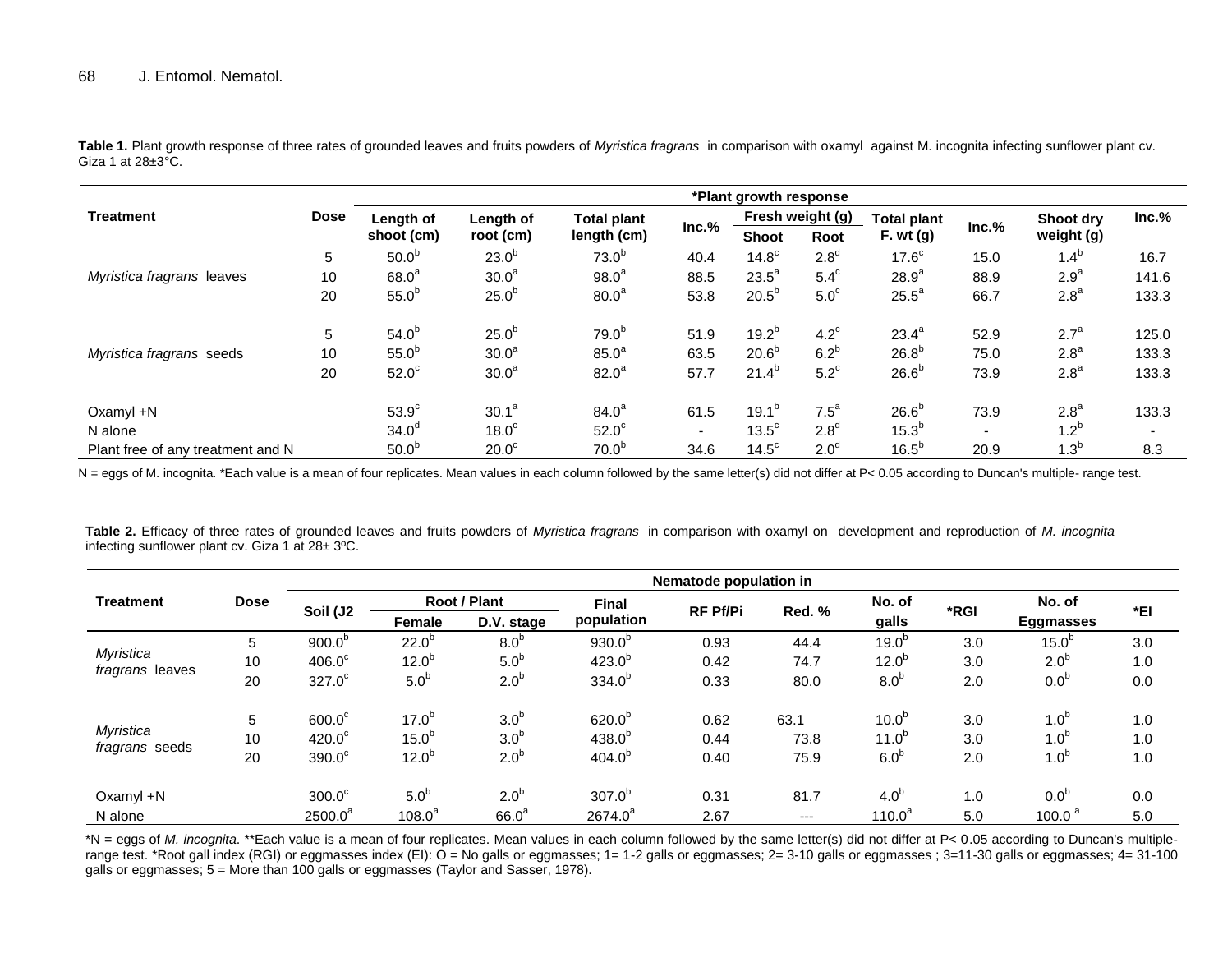**Table 1.** Plant growth response of three rates of grounded leaves and fruits powders of *Myristica fragrans* in comparison with oxamyl against M. incognita infecting sunflower plant cv. Giza 1 at 28±3°C.

| Treatment | Dose | *Plant growth response | | | | | | | | | |
|---|---|---|---|---|---|---|---|---|---|---|---|
| | | Length of shoot (cm) | Length of root (cm) | Total plant length (cm) | Inc.% | Fresh weight (g) | | Total plant F. wt (g) | Inc.% | Shoot dry weight (g) | Inc.% |
| | | | | | | Shoot | Root | | | | |
| *Myristica fragrans* leaves | 5 | 50.0[b] | 23.0[b] | 73.0[b] | 40.4 | 14.8[c] | 2.8[d] | 17.6[c] | 15.0 | 1.4[b] | 16.7 |
| | 10 | 68.0[a] | 30.0[a] | 98.0[a] | 88.5 | 23.5[a] | 5.4[c] | 28.9[a] | 88.9 | 2.9[a] | 141.6 |
| | 20 | 55.0[b] | 25.0[b] | 80.0[a] | 53.8 | 20.5[b] | 5.0[c] | 25.5[a] | 66.7 | 2.8[a] | 133.3 |
| *Myristica fragrans* seeds | 5 | 54.0[b] | 25.0[b] | 79.0[b] | 51.9 | 19.2[b] | 4.2[c] | 23.4[a] | 52.9 | 2.7[a] | 125.0 |
| | 10 | 55.0[b] | 30.0[a] | 85.0[a] | 63.5 | 20.6[b] | 6.2[b] | 26.8[b] | 75.0 | 2.8[a] | 133.3 |
| | 20 | 52.0[c] | 30.0[a] | 82.0[a] | 57.7 | 21.4[b] | 5.2[c] | 26.6[b] | 73.9 | 2.8[a] | 133.3 |
| Oxamyl +N | | 53.9[c] | 30.1[a] | 84.0[a] | 61.5 | 19.1[b] | 7.5[a] | 26.6[b] | 73.9 | 2.8[a] | 133.3 |
| N alone | | 34.0[d] | 18.0[c] | 52.0[c] | - | 13.5[c] | 2.8[d] | 15.3[b] | - | 1.2[b] | - |
| Plant free of any treatment and N | | 50.0[b] | 20.0[c] | 70.0[b] | 34.6 | 14.5[c] | 2.0[d] | 16.5[b] | 20.9 | 1.3[b] | 8.3 |

N = eggs of M. incognita. *Each value is a mean of four replicates. Mean values in each column followed by the same letter(s) did not differ at P< 0.05 according to Duncan's multiple- range test.

**Table 2.** Efficacy of three rates of grounded leaves and fruits powders of *Myristica fragrans* in comparison with oxamyl on development and reproduction of *M. incognita* infecting sunflower plant cv. Giza 1 at 28± 3ºC.

| Treatment | Dose | Nematode population in | | | | | | | | | |
|---|---|---|---|---|---|---|---|---|---|---|---|
| | | Soil (J2 | Root / Plant | | Final population | RF Pf/Pi | Red. % | No. of galls | *RGI | No. of Eggmasses | *EI |
| | | | Female | D.V. stage | | | | | | | |
| *Myristica fragrans* leaves | 5 | 900.0[b] | 22.0[b] | 8.0[b] | 930.0[b] | 0.93 | 44.4 | 19.0[b] | 3.0 | 15.0[b] | 3.0 |
| | 10 | 406.0[c] | 12.0[b] | 5.0[b] | 423.0[b] | 0.42 | 74.7 | 12.0[b] | 3.0 | 2.0[b] | 1.0 |
| | 20 | 327.0[c] | 5.0[b] | 2.0[b] | 334.0[b] | 0.33 | 80.0 | 8.0[b] | 2.0 | 0.0[b] | 0.0 |
| *Myristica fragrans* seeds | 5 | 600.0[c] | 17.0[b] | 3.0[b] | 620.0[b] | 0.62 | 63.1 | 10.0[b] | 3.0 | 1.0[b] | 1.0 |
| | 10 | 420.0[c] | 15.0[b] | 3.0[b] | 438.0[b] | 0.44 | 73.8 | 11.0[b] | 3.0 | 1.0[b] | 1.0 |
| | 20 | 390.0[c] | 12.0[b] | 2.0[b] | 404.0[b] | 0.40 | 75.9 | 6.0[b] | 2.0 | 1.0[b] | 1.0 |
| Oxamyl +N | | 300.0[c] | 5.0[b] | 2.0[b] | 307.0[b] | 0.31 | 81.7 | 4.0[b] | 1.0 | 0.0[b] | 0.0 |
| N alone | | 2500.0[a] | 108.0[a] | 66.0[a] | 2674.0[a] | 2.67 | --- | 110.0[a] | 5.0 | 100.0[a] | 5.0 |

*N = eggs of *M. incognita*. **Each value is a mean of four replicates. Mean values in each column followed by the same letter(s) did not differ at P< 0.05 according to Duncan's multiple-range test. *Root gall index (RGI) or eggmasses index (EI): O = No galls or eggmasses; 1= 1-2 galls or eggmasses; 2= 3-10 galls or eggmasses ; 3=11-30 galls or eggmasses; 4= 31-100 galls or eggmasses; 5 = More than 100 galls or eggmasses (Taylor and Sasser, 1978).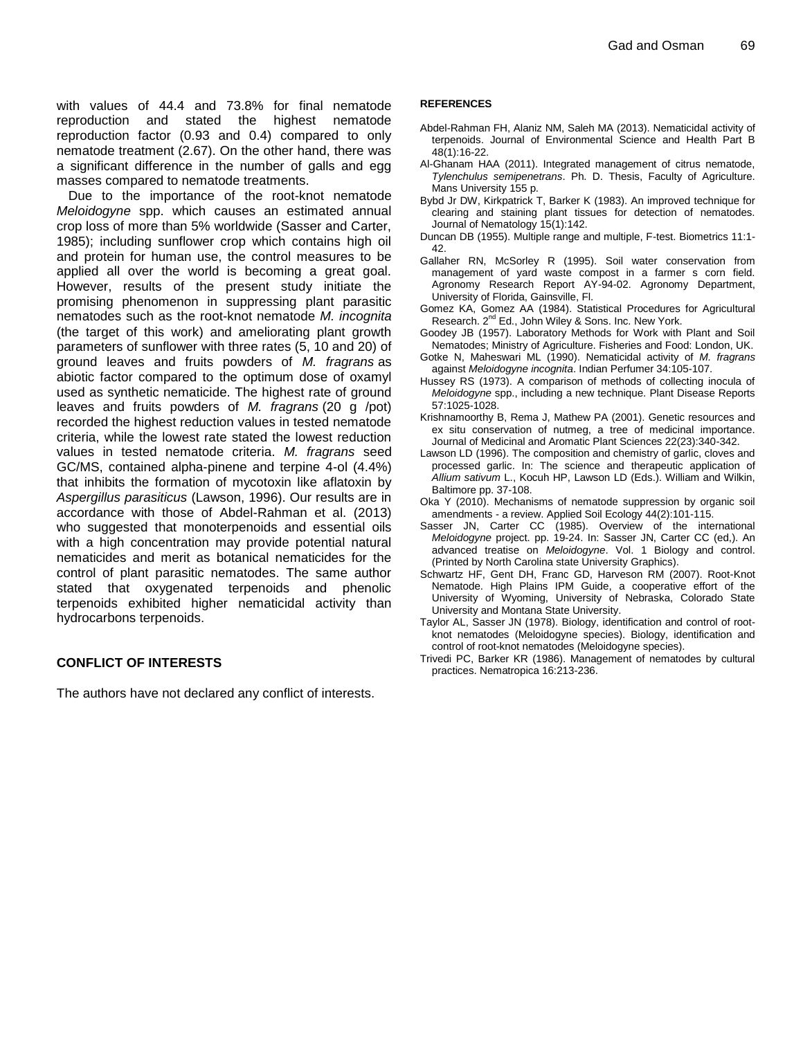with values of 44.4 and 73.8% for final nematode reproduction and stated the highest nematode reproduction factor (0.93 and 0.4) compared to only nematode treatment (2.67). On the other hand, there was a significant difference in the number of galls and egg masses compared to nematode treatments.

Due to the importance of the root-knot nematode *Meloidogyne* spp. which causes an estimated annual crop loss of more than 5% worldwide (Sasser and Carter, 1985); including sunflower crop which contains high oil and protein for human use, the control measures to be applied all over the world is becoming a great goal. However, results of the present study initiate the promising phenomenon in suppressing plant parasitic nematodes such as the root-knot nematode *M. incognita* (the target of this work) and ameliorating plant growth parameters of sunflower with three rates (5, 10 and 20) of ground leaves and fruits powders of *M. fragrans* as abiotic factor compared to the optimum dose of oxamyl used as synthetic nematicide. The highest rate of ground leaves and fruits powders of *M. fragrans* (20 g /pot) recorded the highest reduction values in tested nematode criteria, while the lowest rate stated the lowest reduction values in tested nematode criteria. *M. fragrans* seed GC/MS, contained alpha-pinene and terpine 4-ol (4.4%) that inhibits the formation of mycotoxin like aflatoxin by *Aspergillus parasiticus* (Lawson, 1996). Our results are in accordance with those of Abdel-Rahman et al. (2013) who suggested that monoterpenoids and essential oils with a high concentration may provide potential natural nematicides and merit as botanical nematicides for the control of plant parasitic nematodes. The same author stated that oxygenated terpenoids and phenolic terpenoids exhibited higher nematicidal activity than hydrocarbons terpenoids.

## CONFLICT OF INTERESTS

The authors have not declared any conflict of interests.

## REFERENCES

Abdel-Rahman FH, Alaniz NM, Saleh MA (2013). Nematicidal activity of terpenoids. Journal of Environmental Science and Health Part B 48(1):16-22.

Al-Ghanam HAA (2011). Integrated management of citrus nematode, *Tylenchulus semipenetrans*. Ph. D. Thesis, Faculty of Agriculture. Mans University 155 p.

Bybd Jr DW, Kirkpatrick T, Barker K (1983). An improved technique for clearing and staining plant tissues for detection of nematodes. Journal of Nematology 15(1):142.

Duncan DB (1955). Multiple range and multiple, F-test. Biometrics 11:1-42.

Gallaher RN, McSorley R (1995). Soil water conservation from management of yard waste compost in a farmer s corn field. Agronomy Research Report AY-94-02. Agronomy Department, University of Florida, Gainsville, Fl.

Gomez KA, Gomez AA (1984). Statistical Procedures for Agricultural Research. 2nd Ed., John Wiley & Sons. Inc. New York.

Goodey JB (1957). Laboratory Methods for Work with Plant and Soil Nematodes; Ministry of Agriculture. Fisheries and Food: London, UK.

Gotke N, Maheswari ML (1990). Nematicidal activity of *M. fragrans* against *Meloidogyne incognita*. Indian Perfumer 34:105-107.

Hussey RS (1973). A comparison of methods of collecting inocula of *Meloidogyne* spp., including a new technique. Plant Disease Reports 57:1025-1028.

Krishnamoorthy B, Rema J, Mathew PA (2001). Genetic resources and ex situ conservation of nutmeg, a tree of medicinal importance. Journal of Medicinal and Aromatic Plant Sciences 22(23):340-342.

Lawson LD (1996). The composition and chemistry of garlic, cloves and processed garlic. In: The science and therapeutic application of *Allium sativum* L., Kocuh HP, Lawson LD (Eds.). William and Wilkin, Baltimore pp. 37-108.

Oka Y (2010). Mechanisms of nematode suppression by organic soil amendments - a review. Applied Soil Ecology 44(2):101-115.

Sasser JN, Carter CC (1985). Overview of the international *Meloidogyne* project. pp. 19-24. In: Sasser JN, Carter CC (ed,). An advanced treatise on *Meloidogyne*. Vol. 1 Biology and control. (Printed by North Carolina state University Graphics).

Schwartz HF, Gent DH, Franc GD, Harveson RM (2007). Root-Knot Nematode. High Plains IPM Guide, a cooperative effort of the University of Wyoming, University of Nebraska, Colorado State University and Montana State University.

Taylor AL, Sasser JN (1978). Biology, identification and control of root-knot nematodes (Meloidogyne species). Biology, identification and control of root-knot nematodes (Meloidogyne species).

Trivedi PC, Barker KR (1986). Management of nematodes by cultural practices. Nematropica 16:213-236.